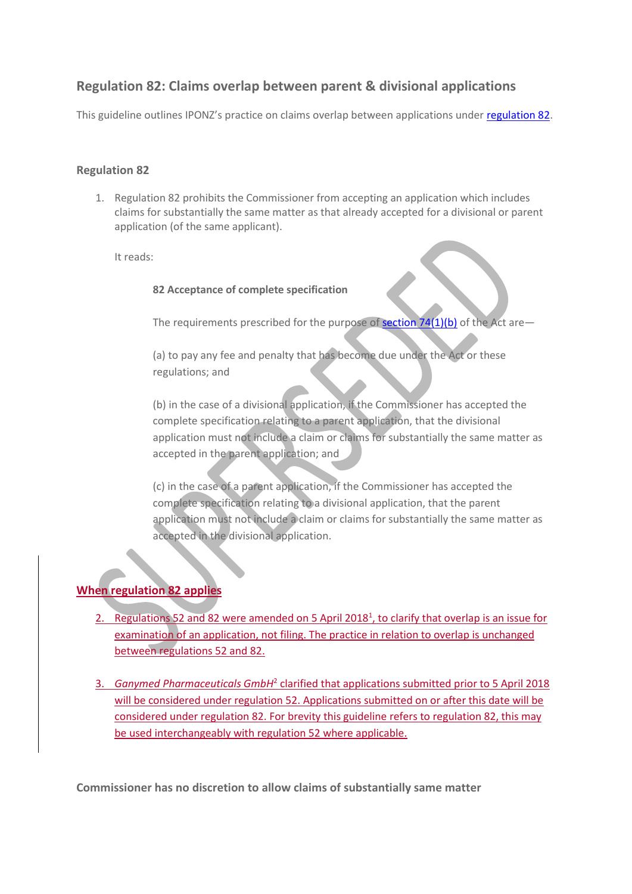## Regulation 82: Claims overlap between parent & divisional applications

This guideline outlines IPONZ's practice on claims overlap between applications under regulation 82.

### Regulation 82

1. Regulation 82 prohibits the Commissioner from accepting an application which includes claims for substantially the same matter as that already accepted for a divisional or parent application (of the same applicant).

   It reads:

   > **82 Acceptance of complete specification**
   >
   > The requirements prescribed for the purpose of section 74(1)(b) of the Act are—
   >
   > (a) to pay any fee and penalty that has become due under the Act or these regulations; and
   >
   > (b) in the case of a divisional application, if the Commissioner has accepted the complete specification relating to a parent application, that the divisional application must not include a claim or claims for substantially the same matter as accepted in the parent application; and
   >
   > (c) in the case of a parent application, if the Commissioner has accepted the complete specification relating to a divisional application, that the parent application must not include a claim or claims for substantially the same matter as accepted in the divisional application.

### When regulation 82 applies

2. Regulations 52 and 82 were amended on 5 April 2018[1], to clarify that overlap is an issue for examination of an application, not filing. The practice in relation to overlap is unchanged between regulations 52 and 82.

3. *Ganymed Pharmaceuticals GmbH*[2] clarified that applications submitted prior to 5 April 2018 will be considered under regulation 52. Applications submitted on or after this date will be considered under regulation 82. For brevity this guideline refers to regulation 82, this may be used interchangeably with regulation 52 where applicable.

### Commissioner has no discretion to allow claims of substantially same matter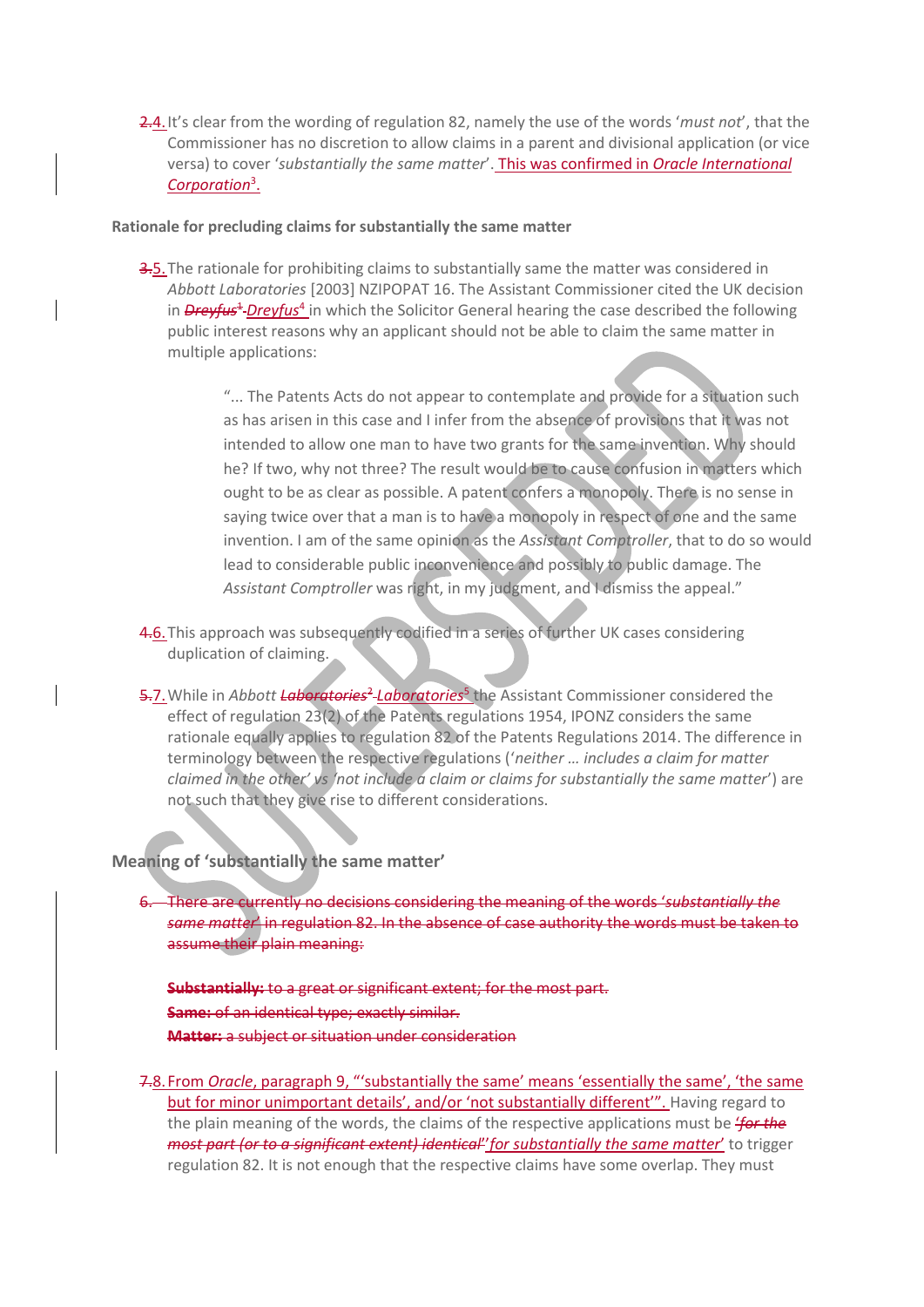2.4. It's clear from the wording of regulation 82, namely the use of the words '*must not*', that the Commissioner has no discretion to allow claims in a parent and divisional application (or vice versa) to cover '*substantially the same matter*'. This was confirmed in *Oracle International Corporation*[3].

**Rationale for precluding claims for substantially the same matter**

3.5. The rationale for prohibiting claims to substantially same the matter was considered in *Abbott Laboratories* [2003] NZIPOPAT 16. The Assistant Commissioner cited the UK decision in *Dreyfus*[1] *Dreyfus*[4] in which the Solicitor General hearing the case described the following public interest reasons why an applicant should not be able to claim the same matter in multiple applications:

> "... The Patents Acts do not appear to contemplate and provide for a situation such as has arisen in this case and I infer from the absence of provisions that it was not intended to allow one man to have two grants for the same invention. Why should he? If two, why not three? The result would be to cause confusion in matters which ought to be as clear as possible. A patent confers a monopoly. There is no sense in saying twice over that a man is to have a monopoly in respect of one and the same invention. I am of the same opinion as the *Assistant Comptroller*, that to do so would lead to considerable public inconvenience and possibly to public damage. The *Assistant Comptroller* was right, in my judgment, and I dismiss the appeal."

4.6. This approach was subsequently codified in a series of further UK cases considering duplication of claiming.

5.7. While in *Abbott Laboratories*[2] *Laboratories*[5] the Assistant Commissioner considered the effect of regulation 23(2) of the Patents regulations 1954, IPONZ considers the same rationale equally applies to regulation 82 of the Patents Regulations 2014. The difference in terminology between the respective regulations ('*neither … includes a claim for matter claimed in the other*' vs '*not include a claim or claims for substantially the same matter*') are not such that they give rise to different considerations.

## Meaning of 'substantially the same matter'

~~6. There are currently no decisions considering the meaning of the words '*substantially the same matter*' in regulation 82. In the absence of case authority the words must be taken to assume their plain meaning:~~

~~**Substantially:** to a great or significant extent; for the most part.~~
~~**Same:** of an identical type; exactly similar.~~
~~**Matter:** a subject or situation under consideration~~

7.8. From *Oracle*, paragraph 9, "'substantially the same' means 'essentially the same', 'the same but for minor unimportant details', and/or 'not substantially different'". Having regard to the plain meaning of the words, the claims of the respective applications must be ~~'*for the most part (or to a significant extent) identical*'~~ '*for substantially the same matter*' to trigger regulation 82. It is not enough that the respective claims have some overlap. They must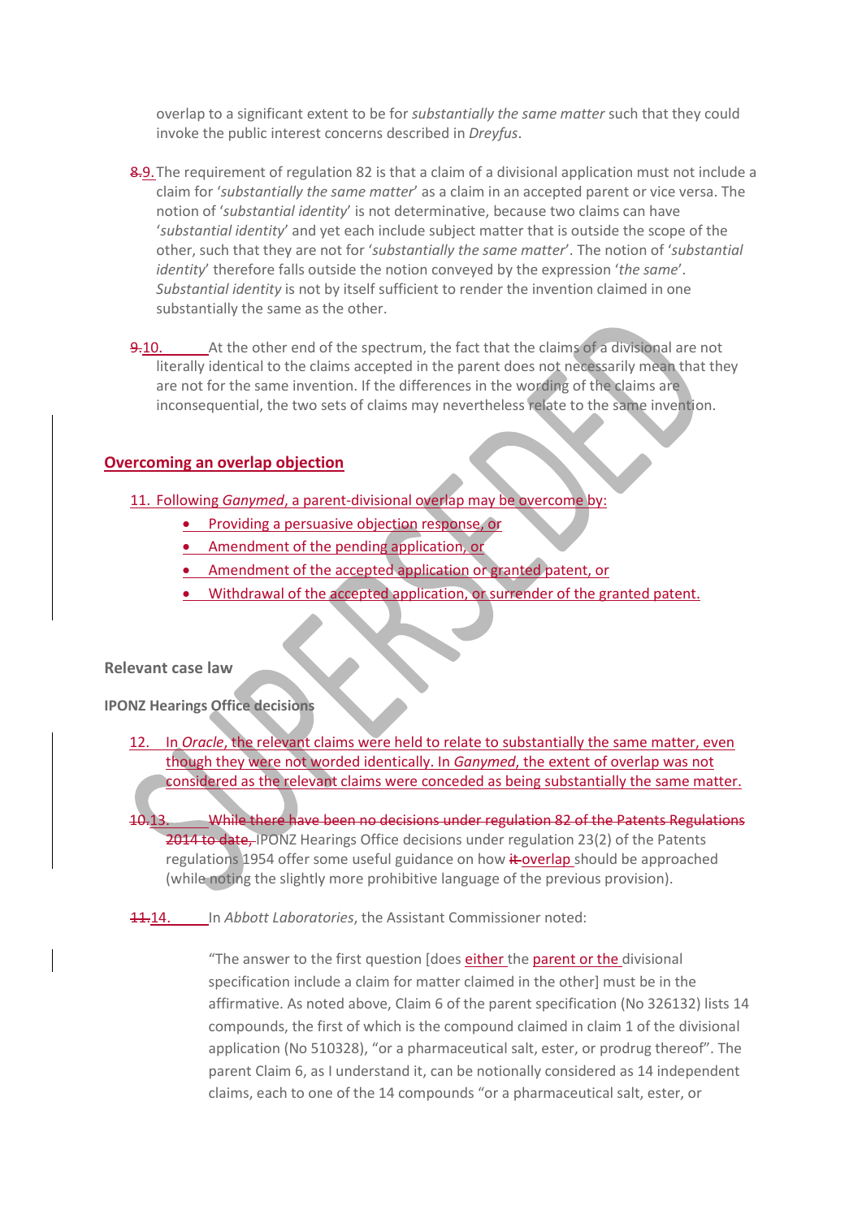overlap to a significant extent to be for *substantially the same matter* such that they could invoke the public interest concerns described in *Dreyfus*.

~~8.~~9. The requirement of regulation 82 is that a claim of a divisional application must not include a claim for '*substantially the same matter*' as a claim in an accepted parent or vice versa. The notion of '*substantial identity*' is not determinative, because two claims can have '*substantial identity*' and yet each include subject matter that is outside the scope of the other, such that they are not for '*substantially the same matter*'. The notion of '*substantial identity*' therefore falls outside the notion conveyed by the expression '*the same*'. *Substantial identity* is not by itself sufficient to render the invention claimed in one substantially the same as the other.

~~9.~~10. At the other end of the spectrum, the fact that the claims of a divisional are not literally identical to the claims accepted in the parent does not necessarily mean that they are not for the same invention. If the differences in the wording of the claims are inconsequential, the two sets of claims may nevertheless relate to the same invention.

## Overcoming an overlap objection

11. Following *Ganymed*, a parent-divisional overlap may be overcome by:
    - Providing a persuasive objection response, or
    - Amendment of the pending application, or
    - Amendment of the accepted application or granted patent, or
    - Withdrawal of the accepted application, or surrender of the granted patent.

### Relevant case law

**IPONZ Hearings Office decisions**

12. In *Oracle*, the relevant claims were held to relate to substantially the same matter, even though they were not worded identically. In *Ganymed*, the extent of overlap was not considered as the relevant claims were conceded as being substantially the same matter.

~~10.~~13. ~~While there have been no decisions under regulation 82 of the Patents Regulations 2014 to date,~~ IPONZ Hearings Office decisions under regulation 23(2) of the Patents regulations 1954 offer some useful guidance on how ~~it~~ overlap should be approached (while noting the slightly more prohibitive language of the previous provision).

~~11.~~14. In *Abbott Laboratories*, the Assistant Commissioner noted:

> "The answer to the first question [does either the parent or the divisional specification include a claim for matter claimed in the other] must be in the affirmative. As noted above, Claim 6 of the parent specification (No 326132) lists 14 compounds, the first of which is the compound claimed in claim 1 of the divisional application (No 510328), "or a pharmaceutical salt, ester, or prodrug thereof". The parent Claim 6, as I understand it, can be notionally considered as 14 independent claims, each to one of the 14 compounds "or a pharmaceutical salt, ester, or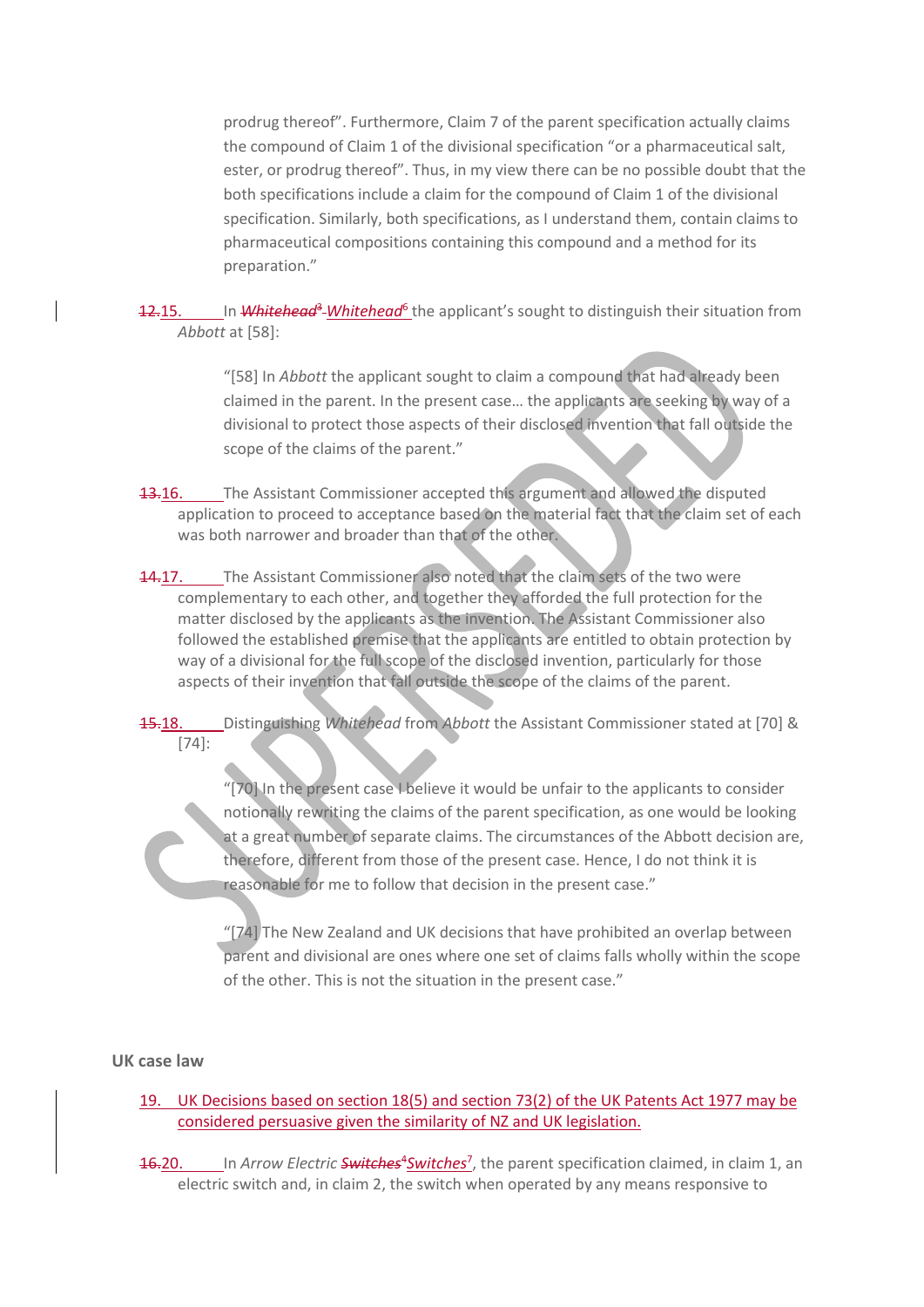prodrug thereof". Furthermore, Claim 7 of the parent specification actually claims the compound of Claim 1 of the divisional specification "or a pharmaceutical salt, ester, or prodrug thereof". Thus, in my view there can be no possible doubt that the both specifications include a claim for the compound of Claim 1 of the divisional specification. Similarly, both specifications, as I understand them, contain claims to pharmaceutical compositions containing this compound and a method for its preparation."

~~12.~~15. In ~~*Whitehead*~~[3] *Whitehead*[6] the applicant's sought to distinguish their situation from *Abbott* at [58]:

> "[58] In *Abbott* the applicant sought to claim a compound that had already been claimed in the parent. In the present case… the applicants are seeking by way of a divisional to protect those aspects of their disclosed invention that fall outside the scope of the claims of the parent."

~~13.~~16. The Assistant Commissioner accepted this argument and allowed the disputed application to proceed to acceptance based on the material fact that the claim set of each was both narrower and broader than that of the other.

~~14.~~17. The Assistant Commissioner also noted that the claim sets of the two were complementary to each other, and together they afforded the full protection for the matter disclosed by the applicants as the invention. The Assistant Commissioner also followed the established premise that the applicants are entitled to obtain protection by way of a divisional for the full scope of the disclosed invention, particularly for those aspects of their invention that fall outside the scope of the claims of the parent.

~~15.~~18. Distinguishing *Whitehead* from *Abbott* the Assistant Commissioner stated at [70] & [74]:

> "[70] In the present case I believe it would be unfair to the applicants to consider notionally rewriting the claims of the parent specification, as one would be looking at a great number of separate claims. The circumstances of the Abbott decision are, therefore, different from those of the present case. Hence, I do not think it is reasonable for me to follow that decision in the present case."

> "[74] The New Zealand and UK decisions that have prohibited an overlap between parent and divisional are ones where one set of claims falls wholly within the scope of the other. This is not the situation in the present case."

## UK case law

19. UK Decisions based on section 18(5) and section 73(2) of the UK Patents Act 1977 may be considered persuasive given the similarity of NZ and UK legislation.

~~16.~~20. In *Arrow Electric* ~~*Switches*~~[4] *Switches*[7], the parent specification claimed, in claim 1, an electric switch and, in claim 2, the switch when operated by any means responsive to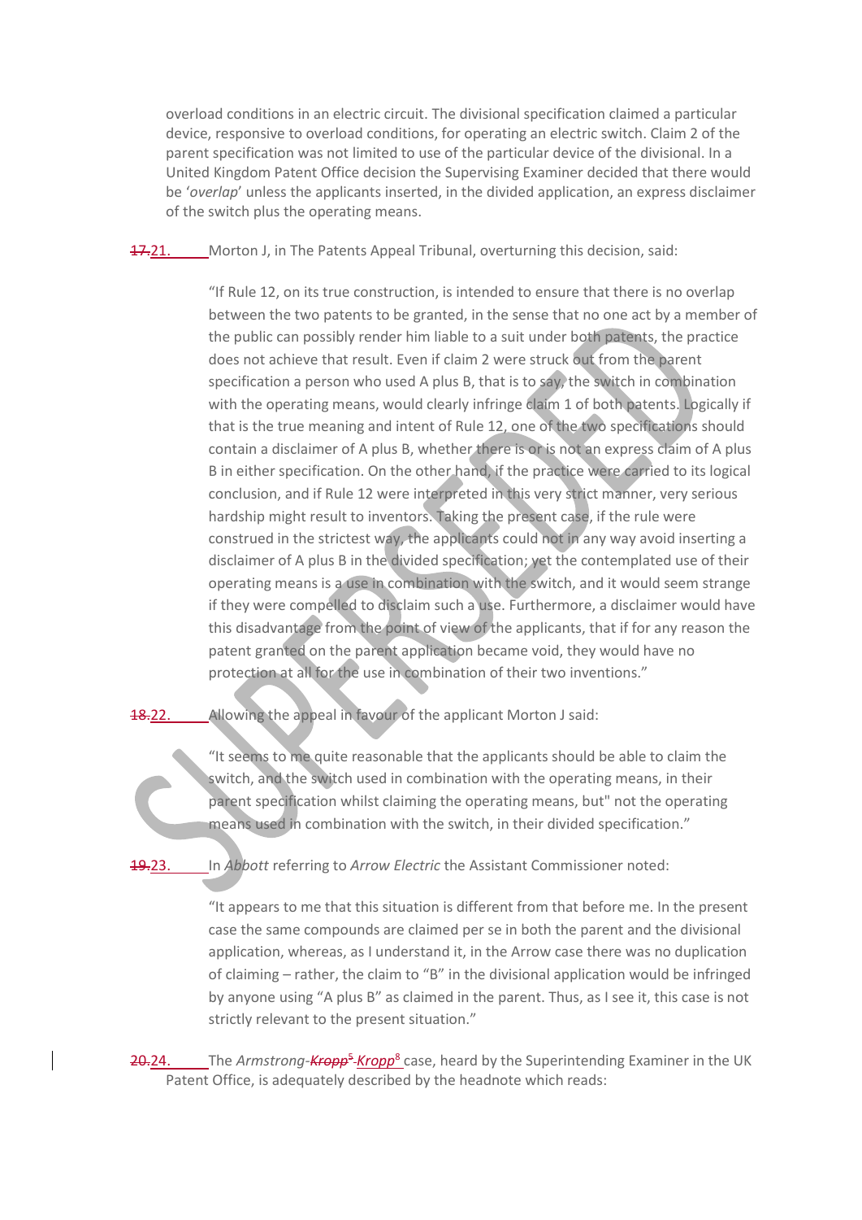overload conditions in an electric circuit. The divisional specification claimed a particular device, responsive to overload conditions, for operating an electric switch. Claim 2 of the parent specification was not limited to use of the particular device of the divisional. In a United Kingdom Patent Office decision the Supervising Examiner decided that there would be '*overlap*' unless the applicants inserted, in the divided application, an express disclaimer of the switch plus the operating means.

~~17.~~21. Morton J, in The Patents Appeal Tribunal, overturning this decision, said:

> "If Rule 12, on its true construction, is intended to ensure that there is no overlap between the two patents to be granted, in the sense that no one act by a member of the public can possibly render him liable to a suit under both patents, the practice does not achieve that result. Even if claim 2 were struck out from the parent specification a person who used A plus B, that is to say, the switch in combination with the operating means, would clearly infringe claim 1 of both patents. Logically if that is the true meaning and intent of Rule 12, one of the two specifications should contain a disclaimer of A plus B, whether there is or is not an express claim of A plus B in either specification. On the other hand, if the practice were carried to its logical conclusion, and if Rule 12 were interpreted in this very strict manner, very serious hardship might result to inventors. Taking the present case, if the rule were construed in the strictest way, the applicants could not in any way avoid inserting a disclaimer of A plus B in the divided specification; yet the contemplated use of their operating means is a use in combination with the switch, and it would seem strange if they were compelled to disclaim such a use. Furthermore, a disclaimer would have this disadvantage from the point of view of the applicants, that if for any reason the patent granted on the parent application became void, they would have no protection at all for the use in combination of their two inventions."

~~18.~~22. Allowing the appeal in favour of the applicant Morton J said:

> "It seems to me quite reasonable that the applicants should be able to claim the switch, and the switch used in combination with the operating means, in their parent specification whilst claiming the operating means, but" not the operating means used in combination with the switch, in their divided specification."

~~19.~~23. In *Abbott* referring to *Arrow Electric* the Assistant Commissioner noted:

> "It appears to me that this situation is different from that before me. In the present case the same compounds are claimed per se in both the parent and the divisional application, whereas, as I understand it, in the Arrow case there was no duplication of claiming – rather, the claim to "B" in the divisional application would be infringed by anyone using "A plus B" as claimed in the parent. Thus, as I see it, this case is not strictly relevant to the present situation."

~~20.~~24. The *Armstrong-~~Kropp~~*[5] *Kropp*[8] case, heard by the Superintending Examiner in the UK Patent Office, is adequately described by the headnote which reads: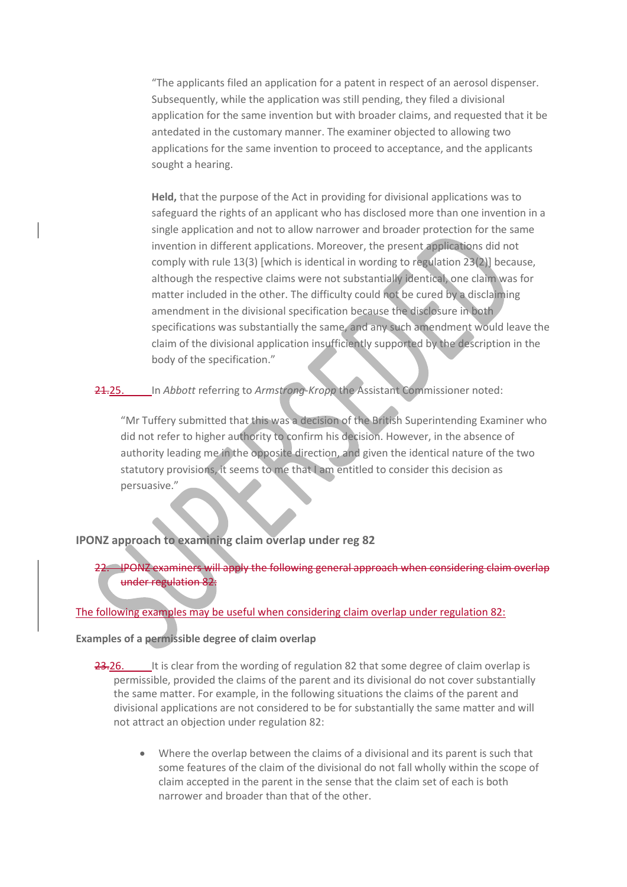"The applicants filed an application for a patent in respect of an aerosol dispenser. Subsequently, while the application was still pending, they filed a divisional application for the same invention but with broader claims, and requested that it be antedated in the customary manner. The examiner objected to allowing two applications for the same invention to proceed to acceptance, and the applicants sought a hearing.

**Held,** that the purpose of the Act in providing for divisional applications was to safeguard the rights of an applicant who has disclosed more than one invention in a single application and not to allow narrower and broader protection for the same invention in different applications. Moreover, the present applications did not comply with rule 13(3) [which is identical in wording to regulation 23(2)] because, although the respective claims were not substantially identical, one claim was for matter included in the other. The difficulty could not be cured by a disclaiming amendment in the divisional specification because the disclosure in both specifications was substantially the same, and any such amendment would leave the claim of the divisional application insufficiently supported by the description in the body of the specification."

~~21.~~25. In *Abbott* referring to *Armstrong-Kropp* the Assistant Commissioner noted:

"Mr Tuffery submitted that this was a decision of the British Superintending Examiner who did not refer to higher authority to confirm his decision. However, in the absence of authority leading me in the opposite direction, and given the identical nature of the two statutory provisions, it seems to me that I am entitled to consider this decision as persuasive."

## IPONZ approach to examining claim overlap under reg 82

~~22. IPONZ examiners will apply the following general approach when considering claim overlap under regulation 82:~~

The following examples may be useful when considering claim overlap under regulation 82:

### Examples of a permissible degree of claim overlap

~~23.~~26. It is clear from the wording of regulation 82 that some degree of claim overlap is permissible, provided the claims of the parent and its divisional do not cover substantially the same matter. For example, in the following situations the claims of the parent and divisional applications are not considered to be for substantially the same matter and will not attract an objection under regulation 82:

- Where the overlap between the claims of a divisional and its parent is such that some features of the claim of the divisional do not fall wholly within the scope of claim accepted in the parent in the sense that the claim set of each is both narrower and broader than that of the other.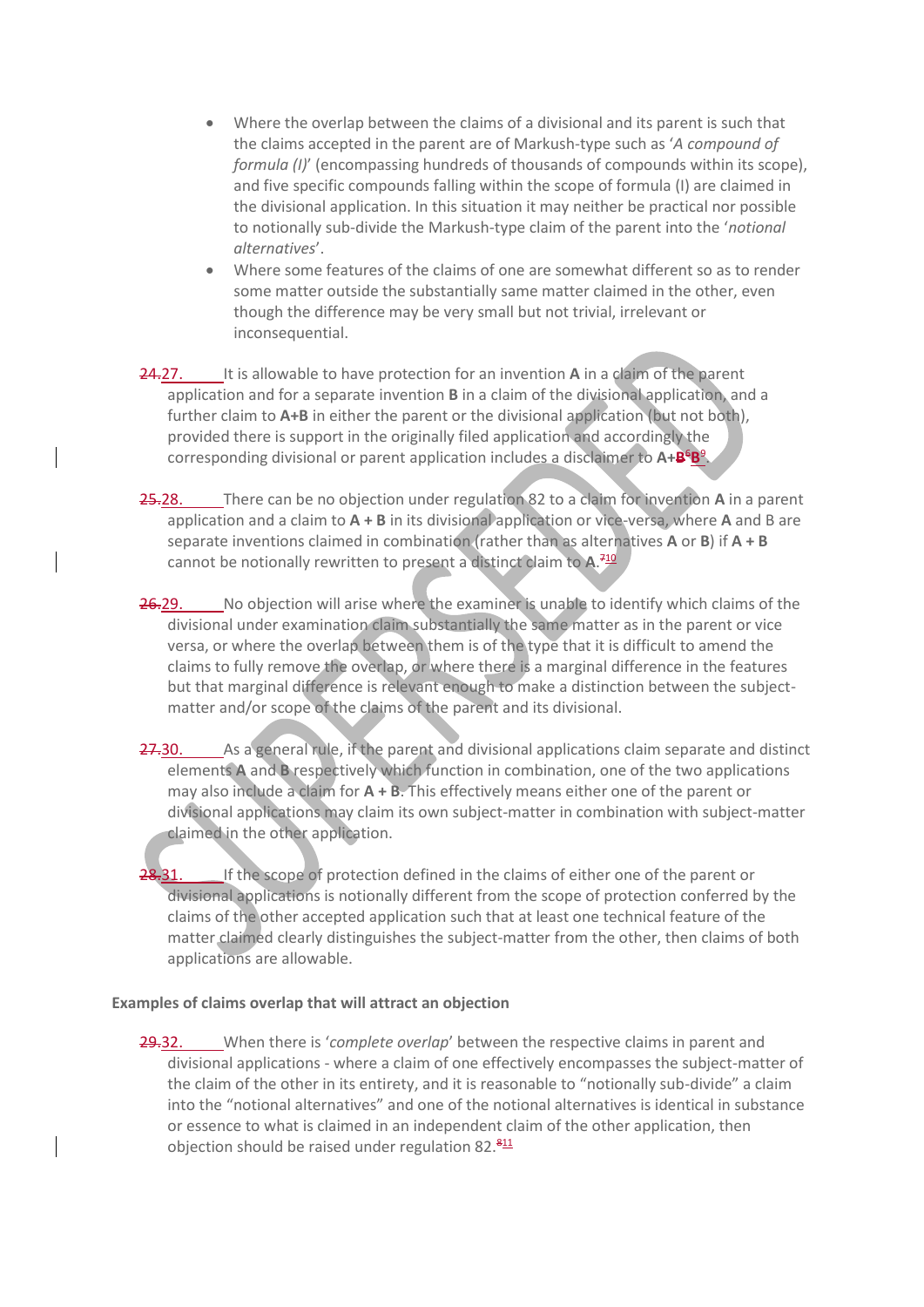- Where the overlap between the claims of a divisional and its parent is such that the claims accepted in the parent are of Markush-type such as '*A compound of formula (I)*' (encompassing hundreds of thousands of compounds within its scope), and five specific compounds falling within the scope of formula (I) are claimed in the divisional application. In this situation it may neither be practical nor possible to notionally sub-divide the Markush-type claim of the parent into the '*notional alternatives*'.
- Where some features of the claims of one are somewhat different so as to render some matter outside the substantially same matter claimed in the other, even though the difference may be very small but not trivial, irrelevant or inconsequential.

~~24.~~27. It is allowable to have protection for an invention **A** in a claim of the parent application and for a separate invention **B** in a claim of the divisional application, and a further claim to **A+B** in either the parent or the divisional application (but not both), provided there is support in the originally filed application and accordingly the corresponding divisional or parent application includes a disclaimer to **A+~~B~~[6]B**[9].

~~25.~~28. There can be no objection under regulation 82 to a claim for invention **A** in a parent application and a claim to **A + B** in its divisional application or vice-versa, where **A** and B are separate inventions claimed in combination (rather than as alternatives **A** or **B**) if **A + B** cannot be notionally rewritten to present a distinct claim to **A**.~~[7]~~[10]

~~26.~~29. No objection will arise where the examiner is unable to identify which claims of the divisional under examination claim substantially the same matter as in the parent or vice versa, or where the overlap between them is of the type that it is difficult to amend the claims to fully remove the overlap, or where there is a marginal difference in the features but that marginal difference is relevant enough to make a distinction between the subject-matter and/or scope of the claims of the parent and its divisional.

~~27.~~30. As a general rule, if the parent and divisional applications claim separate and distinct elements **A** and **B** respectively which function in combination, one of the two applications may also include a claim for **A + B**. This effectively means either one of the parent or divisional applications may claim its own subject-matter in combination with subject-matter claimed in the other application.

~~28.~~31. If the scope of protection defined in the claims of either one of the parent or divisional applications is notionally different from the scope of protection conferred by the claims of the other accepted application such that at least one technical feature of the matter claimed clearly distinguishes the subject-matter from the other, then claims of both applications are allowable.

**Examples of claims overlap that will attract an objection**

~~29.~~32. When there is '*complete overlap*' between the respective claims in parent and divisional applications - where a claim of one effectively encompasses the subject-matter of the claim of the other in its entirety, and it is reasonable to "notionally sub-divide" a claim into the "notional alternatives" and one of the notional alternatives is identical in substance or essence to what is claimed in an independent claim of the other application, then objection should be raised under regulation 82.~~[8]~~[11]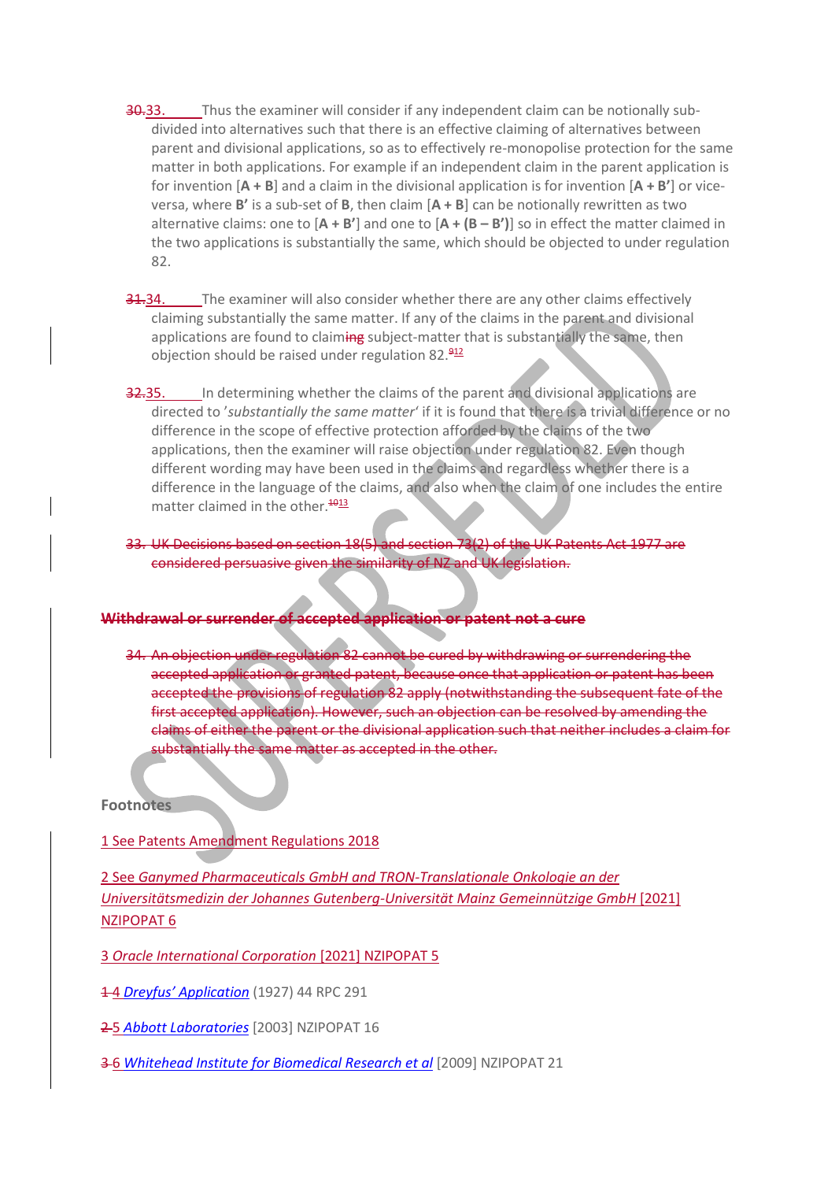~~30.~~33. Thus the examiner will consider if any independent claim can be notionally sub-divided into alternatives such that there is an effective claiming of alternatives between parent and divisional applications, so as to effectively re-monopolise protection for the same matter in both applications. For example if an independent claim in the parent application is for invention [**A + B**] and a claim in the divisional application is for invention [**A + B'**] or vice-versa, where **B'** is a sub-set of **B**, then claim [**A + B**] can be notionally rewritten as two alternative claims: one to [**A + B'**] and one to [**A + (B – B')**] so in effect the matter claimed in the two applications is substantially the same, which should be objected to under regulation 82.

~~31.~~34. The examiner will also consider whether there are any other claims effectively claiming substantially the same matter. If any of the claims in the parent and divisional applications are found to claim~~ing~~ subject-matter that is substantially the same, then objection should be raised under regulation 82.~~9~~12

~~32.~~35. In determining whether the claims of the parent and divisional applications are directed to '*substantially the same matter*' if it is found that there is a trivial difference or no difference in the scope of effective protection afforded by the claims of the two applications, then the examiner will raise objection under regulation 82. Even though different wording may have been used in the claims and regardless whether there is a difference in the language of the claims, and also when the claim of one includes the entire matter claimed in the other.~~10~~13

~~33. UK Decisions based on section 18(5) and section 73(2) of the UK Patents Act 1977 are considered persuasive given the similarity of NZ and UK legislation.~~

~~**Withdrawal or surrender of accepted application or patent not a cure**~~

~~34. An objection under regulation 82 cannot be cured by withdrawing or surrendering the accepted application or granted patent, because once that application or patent has been accepted the provisions of regulation 82 apply (notwithstanding the subsequent fate of the first accepted application). However, such an objection can be resolved by amending the claims of either the parent or the divisional application such that neither includes a claim for substantially the same matter as accepted in the other.~~

**Footnotes**

1 See Patents Amendment Regulations 2018

2 See *Ganymed Pharmaceuticals GmbH and TRON-Translationale Onkologie an der Universitätsmedizin der Johannes Gutenberg-Universität Mainz Gemeinnützige GmbH* [2021] NZIPOPAT 6

3 *Oracle International Corporation* [2021] NZIPOPAT 5

~~1~~ 4 *Dreyfus' Application* (1927) 44 RPC 291

~~2~~ 5 *Abbott Laboratories* [2003] NZIPOPAT 16

~~3~~ 6 *Whitehead Institute for Biomedical Research et al* [2009] NZIPOPAT 21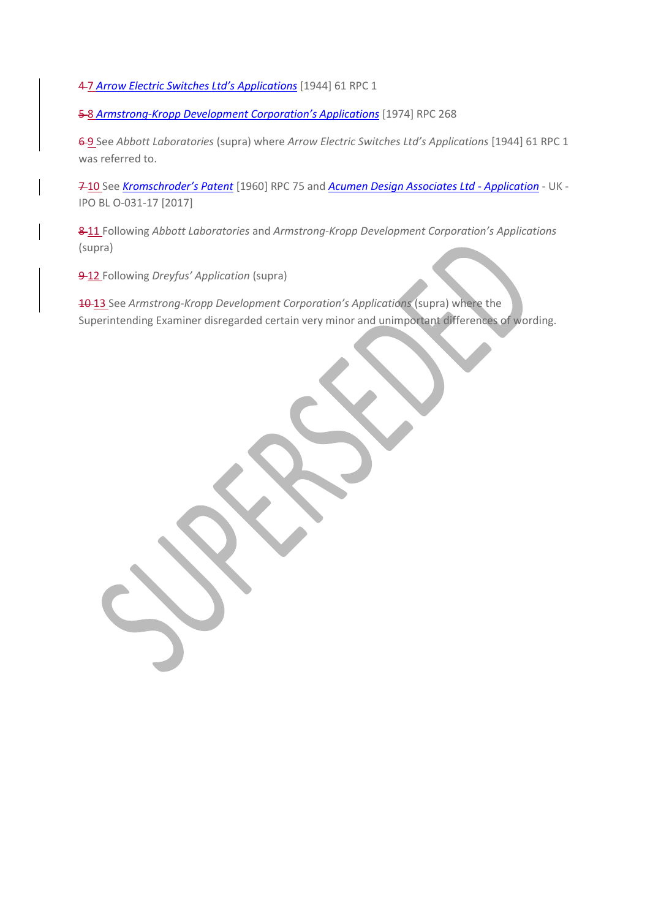~~4~~ 7 *Arrow Electric Switches Ltd's Applications* [1944] 61 RPC 1

~~5~~ 8 *Armstrong-Kropp Development Corporation's Applications* [1974] RPC 268

~~6~~ 9 See *Abbott Laboratories* (supra) where *Arrow Electric Switches Ltd's Applications* [1944] 61 RPC 1 was referred to.

~~7~~ 10 See *Kromschroder's Patent* [1960] RPC 75 and *Acumen Design Associates Ltd - Application* - UK - IPO BL O-031-17 [2017]

~~8~~ 11 Following *Abbott Laboratories* and *Armstrong-Kropp Development Corporation's Applications* (supra)

~~9~~ 12 Following *Dreyfus' Application* (supra)

~~10~~ 13 See *Armstrong-Kropp Development Corporation's Applications* (supra) where the Superintending Examiner disregarded certain very minor and unimportant differences of wording.